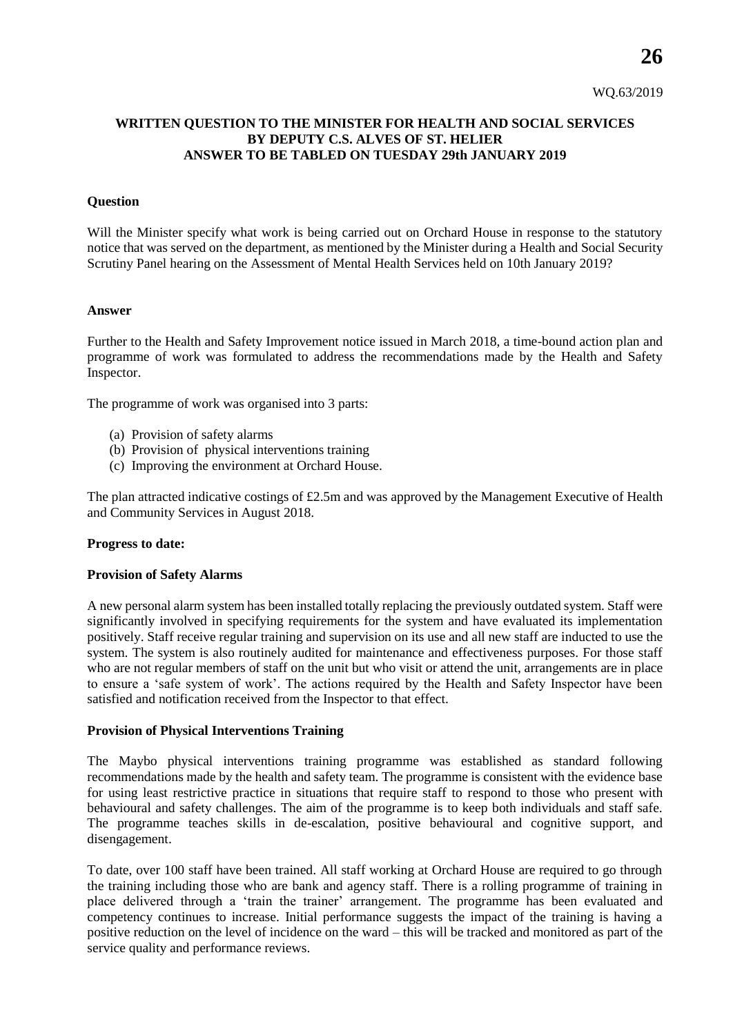WQ.63/2019

**WRITTEN QUESTION TO THE MINISTER FOR HEALTH AND SOCIAL SERVICES BY DEPUTY C.S. ALVES OF ST. HELIER ANSWER TO BE TABLED ON TUESDAY 29th JANUARY 2019**

**Question**

Will the Minister specify what work is being carried out on Orchard House in response to the statutory notice that was served on the department, as mentioned by the Minister during a Health and Social Security Scrutiny Panel hearing on the Assessment of Mental Health Services held on 10th January 2019?

**Answer**

Further to the Health and Safety Improvement notice issued in March 2018, a time-bound action plan and programme of work was formulated to address the recommendations made by the Health and Safety Inspector.

The programme of work was organised into 3 parts:

(a) Provision of safety alarms
(b) Provision of physical interventions training
(c) Improving the environment at Orchard House.

The plan attracted indicative costings of £2.5m and was approved by the Management Executive of Health and Community Services in August 2018.

**Progress to date:**

**Provision of Safety Alarms**

A new personal alarm system has been installed totally replacing the previously outdated system. Staff were significantly involved in specifying requirements for the system and have evaluated its implementation positively. Staff receive regular training and supervision on its use and all new staff are inducted to use the system. The system is also routinely audited for maintenance and effectiveness purposes. For those staff who are not regular members of staff on the unit but who visit or attend the unit, arrangements are in place to ensure a 'safe system of work'. The actions required by the Health and Safety Inspector have been satisfied and notification received from the Inspector to that effect.

**Provision of Physical Interventions Training**

The Maybo physical interventions training programme was established as standard following recommendations made by the health and safety team. The programme is consistent with the evidence base for using least restrictive practice in situations that require staff to respond to those who present with behavioural and safety challenges. The aim of the programme is to keep both individuals and staff safe. The programme teaches skills in de-escalation, positive behavioural and cognitive support, and disengagement.

To date, over 100 staff have been trained. All staff working at Orchard House are required to go through the training including those who are bank and agency staff. There is a rolling programme of training in place delivered through a 'train the trainer' arrangement. The programme has been evaluated and competency continues to increase. Initial performance suggests the impact of the training is having a positive reduction on the level of incidence on the ward – this will be tracked and monitored as part of the service quality and performance reviews.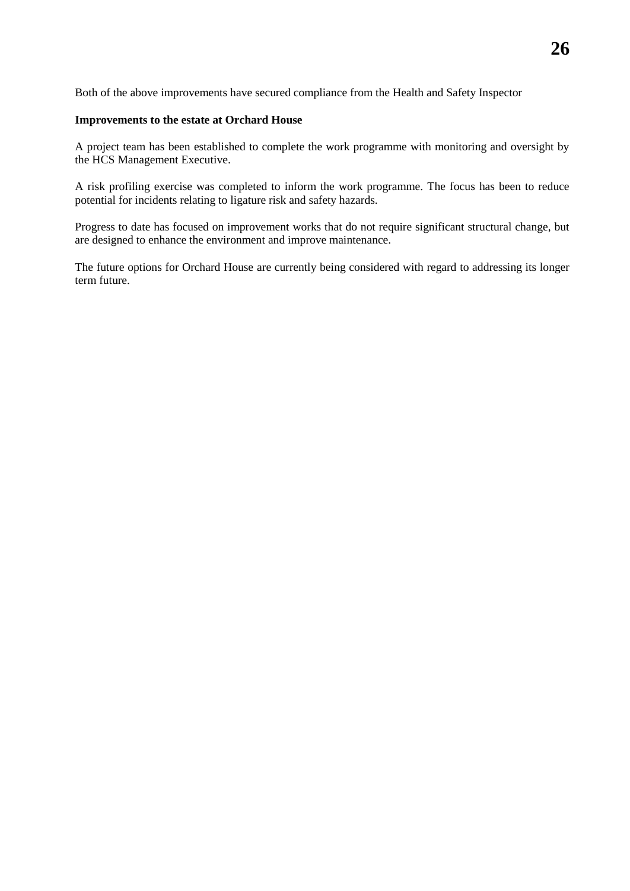Both of the above improvements have secured compliance from the Health and Safety Inspector

**Improvements to the estate at Orchard House**

A project team has been established to complete the work programme with monitoring and oversight by the HCS Management Executive.

A risk profiling exercise was completed to inform the work programme. The focus has been to reduce potential for incidents relating to ligature risk and safety hazards.

Progress to date has focused on improvement works that do not require significant structural change, but are designed to enhance the environment and improve maintenance.

The future options for Orchard House are currently being considered with regard to addressing its longer term future.